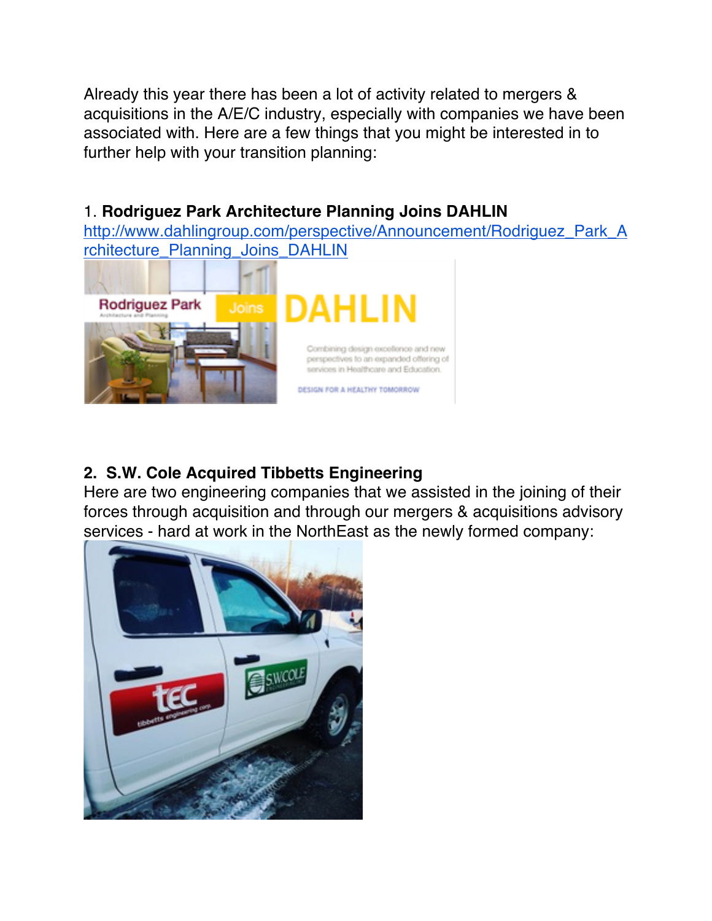Already this year there has been a lot of activity related to mergers & acquisitions in the A/E/C industry, especially with companies we have been associated with. Here are a few things that you might be interested in to further help with your transition planning:

1. **Rodriguez Park Architecture Planning Joins DAHLIN**
[http://www.dahlingroup.com/perspective/Announcement/Rodriguez_Park_Architecture_Planning_Joins_DAHLIN](http://www.dahlingroup.com/perspective/Announcement/Rodriguez_Park_Architecture_Planning_Joins_DAHLIN)

**2. S.W. Cole Acquired Tibbetts Engineering**
Here are two engineering companies that we assisted in the joining of their forces through acquisition and through our mergers & acquisitions advisory services - hard at work in the NorthEast as the newly formed company: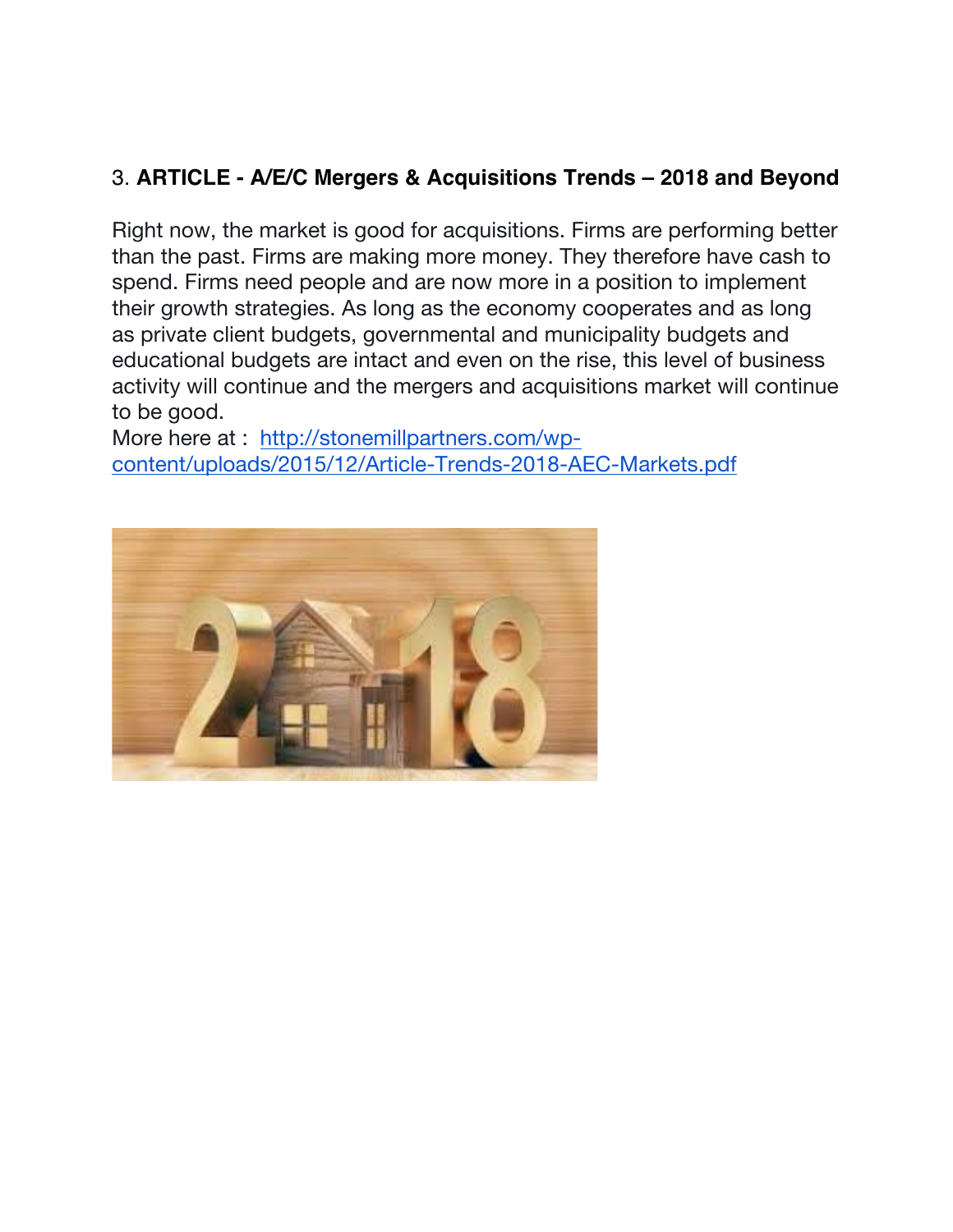3. **ARTICLE - A/E/C Mergers & Acquisitions Trends – 2018 and Beyond**

Right now, the market is good for acquisitions. Firms are performing better than the past. Firms are making more money. They therefore have cash to spend. Firms need people and are now more in a position to implement their growth strategies. As long as the economy cooperates and as long as private client budgets, governmental and municipality budgets and educational budgets are intact and even on the rise, this level of business activity will continue and the mergers and acquisitions market will continue to be good.

More here at : [http://stonemillpartners.com/wp-content/uploads/2015/12/Article-Trends-2018-AEC-Markets.pdf](http://stonemillpartners.com/wp-content/uploads/2015/12/Article-Trends-2018-AEC-Markets.pdf)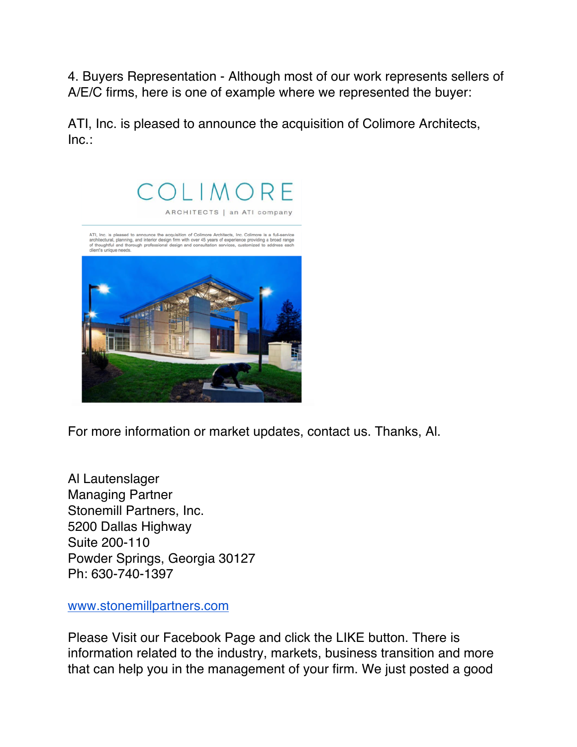4. Buyers Representation - Although most of our work represents sellers of A/E/C firms, here is one of example where we represented the buyer:

ATI, Inc. is pleased to announce the acquisition of Colimore Architects, Inc.:

COLIMORE

ARCHITECTS | an ATI company

ATI, Inc. is pleased to announce the acquisition of Colimore Architects, Inc. Colimore is a full-service architectural, planning, and interior design firm with over 45 years of experience providing a broad range of thoughtful and thorough professional design and consultation services, customized to address each client's unique needs.

For more information or market updates, contact us. Thanks, Al.

Al Lautenslager
Managing Partner
Stonemill Partners, Inc.
5200 Dallas Highway
Suite 200-110
Powder Springs, Georgia 30127
Ph: 630-740-1397

www.stonemillpartners.com

Please Visit our Facebook Page and click the LIKE button. There is information related to the industry, markets, business transition and more that can help you in the management of your firm. We just posted a good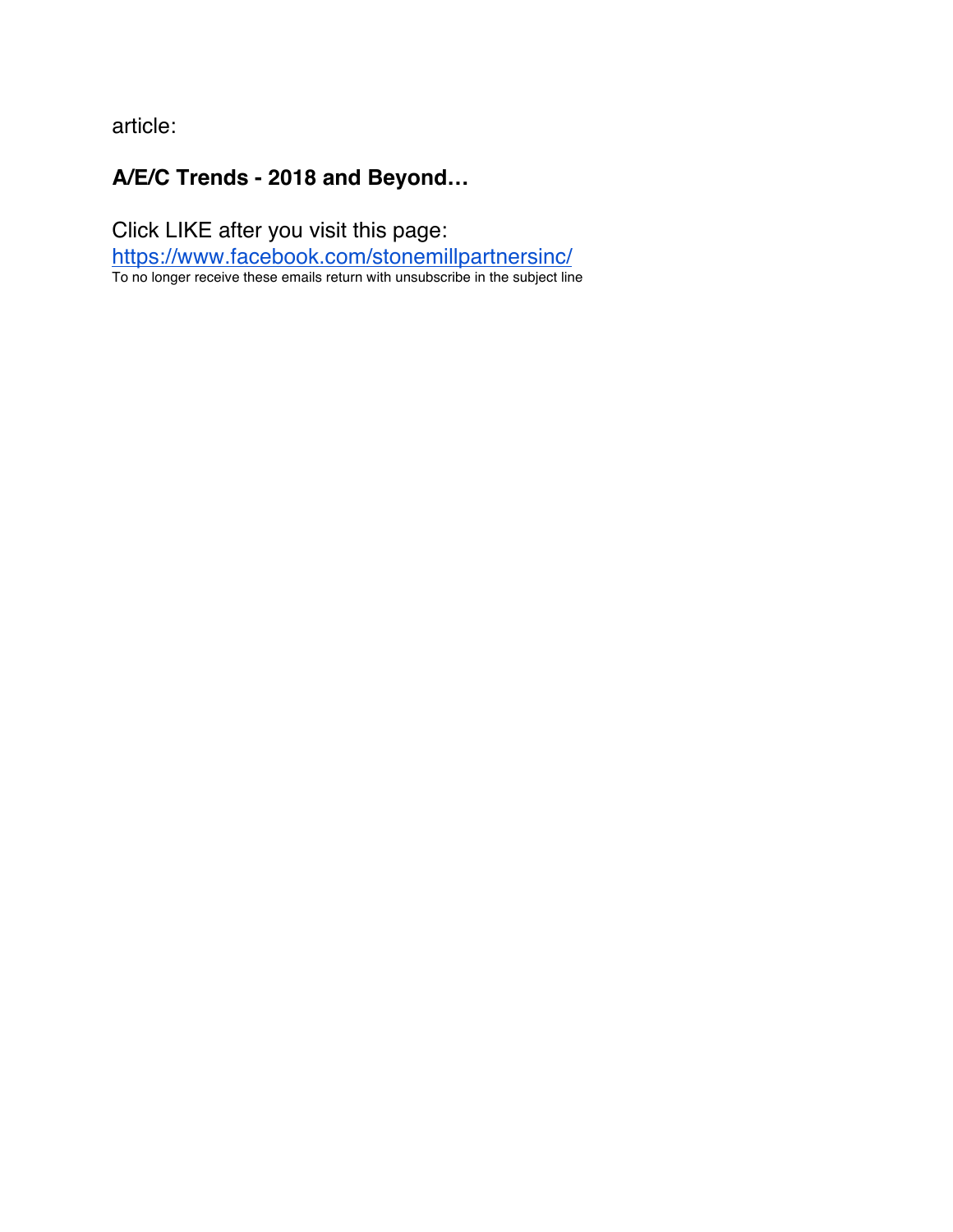article:

**A/E/C Trends - 2018 and Beyond…**

Click LIKE after you visit this page:
[https://www.facebook.com/stonemillpartnersinc/](https://www.facebook.com/stonemillpartnersinc/)
To no longer receive these emails return with unsubscribe in the subject line